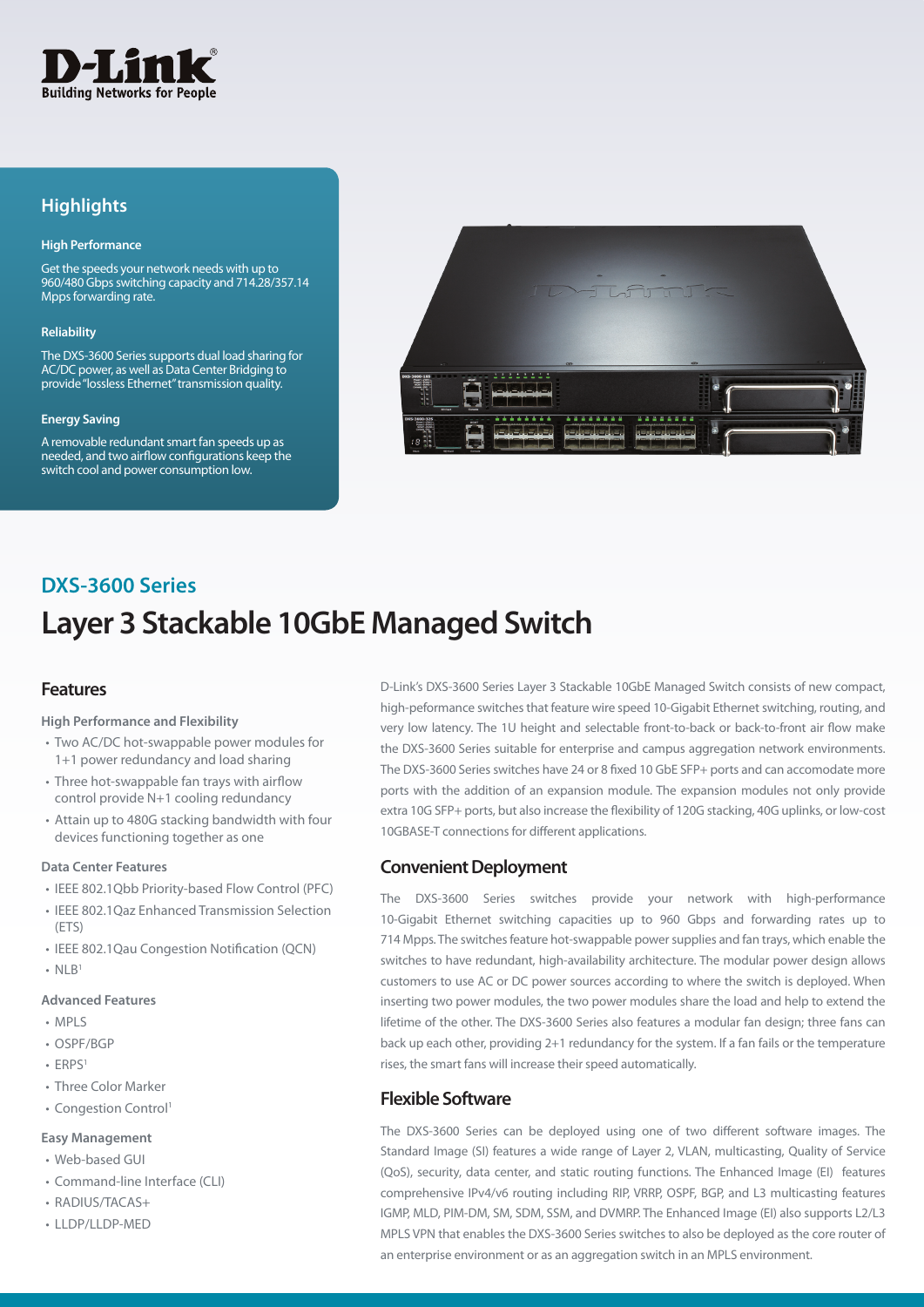D-Link
Building Networks for People

## Highlights

**High Performance**

Get the speeds your network needs with up to 960/480 Gbps switching capacity and 714.28/357.14 Mpps forwarding rate.

**Reliability**

The DXS-3600 Series supports dual load sharing for AC/DC power, as well as Data Center Bridging to provide "lossless Ethernet" transmission quality.

**Energy Saving**

A removable redundant smart fan speeds up as needed, and two airflow configurations keep the switch cool and power consumption low.

## DXS-3600 Series

# Layer 3 Stackable 10GbE Managed Switch

## Features

**High Performance and Flexibility**

- Two AC/DC hot-swappable power modules for 1+1 power redundancy and load sharing
- Three hot-swappable fan trays with airflow control provide N+1 cooling redundancy
- Attain up to 480G stacking bandwidth with four devices functioning together as one

**Data Center Features**

- IEEE 802.1Qbb Priority-based Flow Control (PFC)
- IEEE 802.1Qaz Enhanced Transmission Selection (ETS)
- IEEE 802.1Qau Congestion Notification (QCN)
- NLB[1]

**Advanced Features**

- MPLS
- OSPF/BGP
- ERPS[1]
- Three Color Marker
- Congestion Control[1]

**Easy Management**

- Web-based GUI
- Command-line Interface (CLI)
- RADIUS/TACAS+
- LLDP/LLDP-MED

D-Link's DXS-3600 Series Layer 3 Stackable 10GbE Managed Switch consists of new compact, high-peformance switches that feature wire speed 10-Gigabit Ethernet switching, routing, and very low latency. The 1U height and selectable front-to-back or back-to-front air flow make the DXS-3600 Series suitable for enterprise and campus aggregation network environments. The DXS-3600 Series switches have 24 or 8 fixed 10 GbE SFP+ ports and can accomodate more ports with the addition of an expansion module. The expansion modules not only provide extra 10G SFP+ ports, but also increase the flexibility of 120G stacking, 40G uplinks, or low-cost 10GBASE-T connections for different applications.

## Convenient Deployment

The DXS-3600 Series switches provide your network with high-performance 10-Gigabit Ethernet switching capacities up to 960 Gbps and forwarding rates up to 714 Mpps. The switches feature hot-swappable power supplies and fan trays, which enable the switches to have redundant, high-availability architecture. The modular power design allows customers to use AC or DC power sources according to where the switch is deployed. When inserting two power modules, the two power modules share the load and help to extend the lifetime of the other. The DXS-3600 Series also features a modular fan design; three fans can back up each other, providing 2+1 redundancy for the system. If a fan fails or the temperature rises, the smart fans will increase their speed automatically.

## Flexible Software

The DXS-3600 Series can be deployed using one of two different software images. The Standard Image (SI) features a wide range of Layer 2, VLAN, multicasting, Quality of Service (QoS), security, data center, and static routing functions. The Enhanced Image (EI) features comprehensive IPv4/v6 routing including RIP, VRRP, OSPF, BGP, and L3 multicasting features IGMP, MLD, PIM-DM, SM, SDM, SSM, and DVMRP. The Enhanced Image (EI) also supports L2/L3 MPLS VPN that enables the DXS-3600 Series switches to also be deployed as the core router of an enterprise environment or as an aggregation switch in an MPLS environment.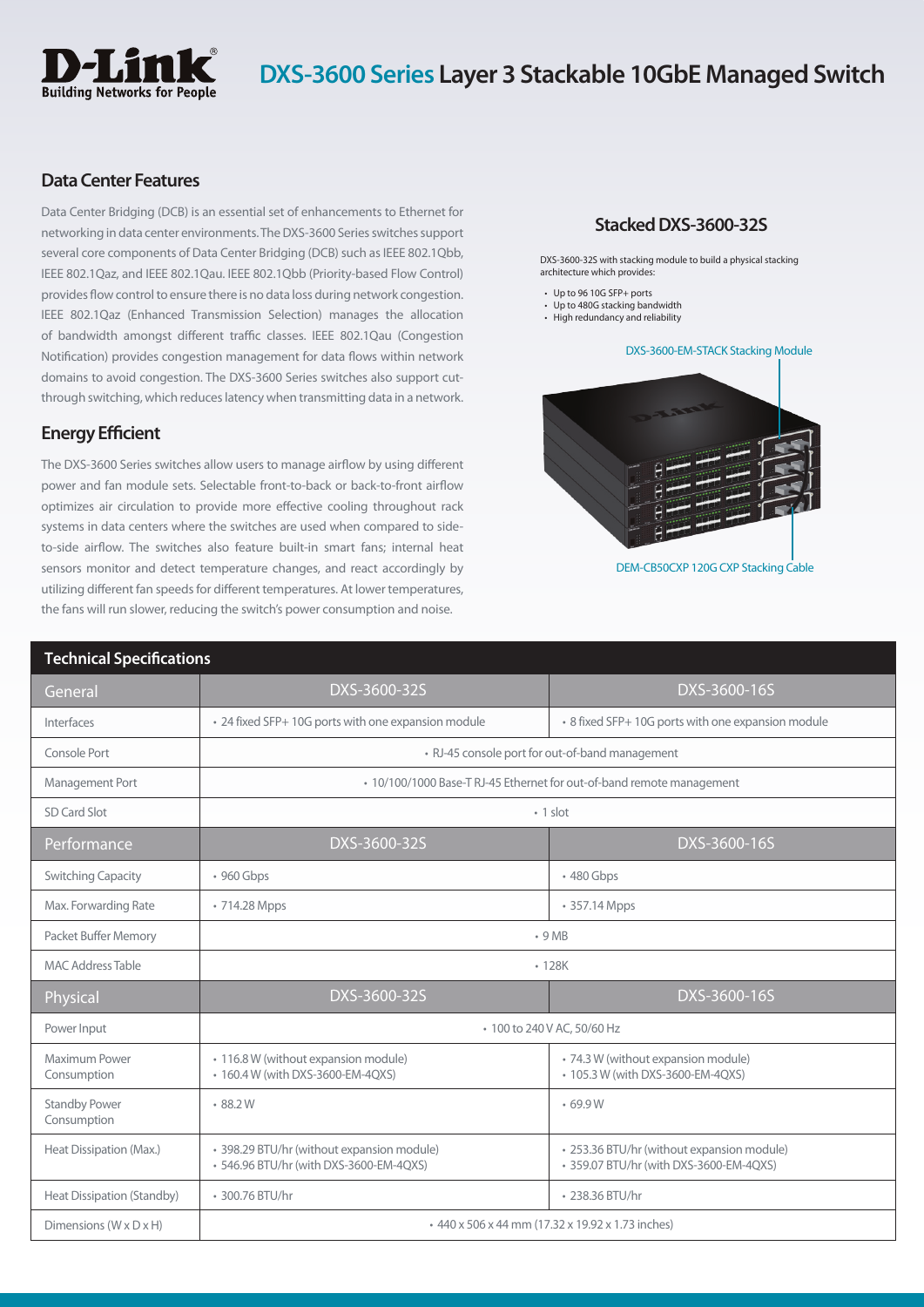# DXS-3600 Series Layer 3 Stackable 10GbE Managed Switch

## Data Center Features

Data Center Bridging (DCB) is an essential set of enhancements to Ethernet for networking in data center environments. The DXS-3600 Series switches support several core components of Data Center Bridging (DCB) such as IEEE 802.1Qbb, IEEE 802.1Qaz, and IEEE 802.1Qau. IEEE 802.1Qbb (Priority-based Flow Control) provides flow control to ensure there is no data loss during network congestion. IEEE 802.1Qaz (Enhanced Transmission Selection) manages the allocation of bandwidth amongst different traffic classes. IEEE 802.1Qau (Congestion Notification) provides congestion management for data flows within network domains to avoid congestion. The DXS-3600 Series switches also support cut-through switching, which reduces latency when transmitting data in a network.

## Energy Efficient

The DXS-3600 Series switches allow users to manage airflow by using different power and fan module sets. Selectable front-to-back or back-to-front airflow optimizes air circulation to provide more effective cooling throughout rack systems in data centers where the switches are used when compared to side-to-side airflow. The switches also feature built-in smart fans; internal heat sensors monitor and detect temperature changes, and react accordingly by utilizing different fan speeds for different temperatures. At lower temperatures, the fans will run slower, reducing the switch's power consumption and noise.

## Stacked DXS-3600-32S

DXS-3600-32S with stacking module to build a physical stacking architecture which provides:

- Up to 96 10G SFP+ ports
- Up to 480G stacking bandwidth
- High redundancy and reliability

DXS-3600-EM-STACK Stacking Module

DEM-CB50CXP 120G CXP Stacking Cable

## Technical Specifications

| General | DXS-3600-32S | DXS-3600-16S |
|---|---|---|
| Interfaces | • 24 fixed SFP+ 10G ports with one expansion module | • 8 fixed SFP+ 10G ports with one expansion module |
| Console Port | • RJ-45 console port for out-of-band management | |
| Management Port | • 10/100/1000 Base-T RJ-45 Ethernet for out-of-band remote management | |
| SD Card Slot | • 1 slot | |
| **Performance** | **DXS-3600-32S** | **DXS-3600-16S** |
| Switching Capacity | • 960 Gbps | • 480 Gbps |
| Max. Forwarding Rate | • 714.28 Mpps | • 357.14 Mpps |
| Packet Buffer Memory | • 9 MB | |
| MAC Address Table | • 128K | |
| **Physical** | **DXS-3600-32S** | **DXS-3600-16S** |
| Power Input | • 100 to 240 V AC, 50/60 Hz | |
| Maximum Power Consumption | • 116.8 W (without expansion module)<br>• 160.4 W (with DXS-3600-EM-4QXS) | • 74.3 W (without expansion module)<br>• 105.3 W (with DXS-3600-EM-4QXS) |
| Standby Power Consumption | • 88.2 W | • 69.9 W |
| Heat Dissipation (Max.) | • 398.29 BTU/hr (without expansion module)<br>• 546.96 BTU/hr (with DXS-3600-EM-4QXS) | • 253.36 BTU/hr (without expansion module)<br>• 359.07 BTU/hr (with DXS-3600-EM-4QXS) |
| Heat Dissipation (Standby) | • 300.76 BTU/hr | • 238.36 BTU/hr |
| Dimensions (W x D x H) | • 440 x 506 x 44 mm (17.32 x 19.92 x 1.73 inches) | |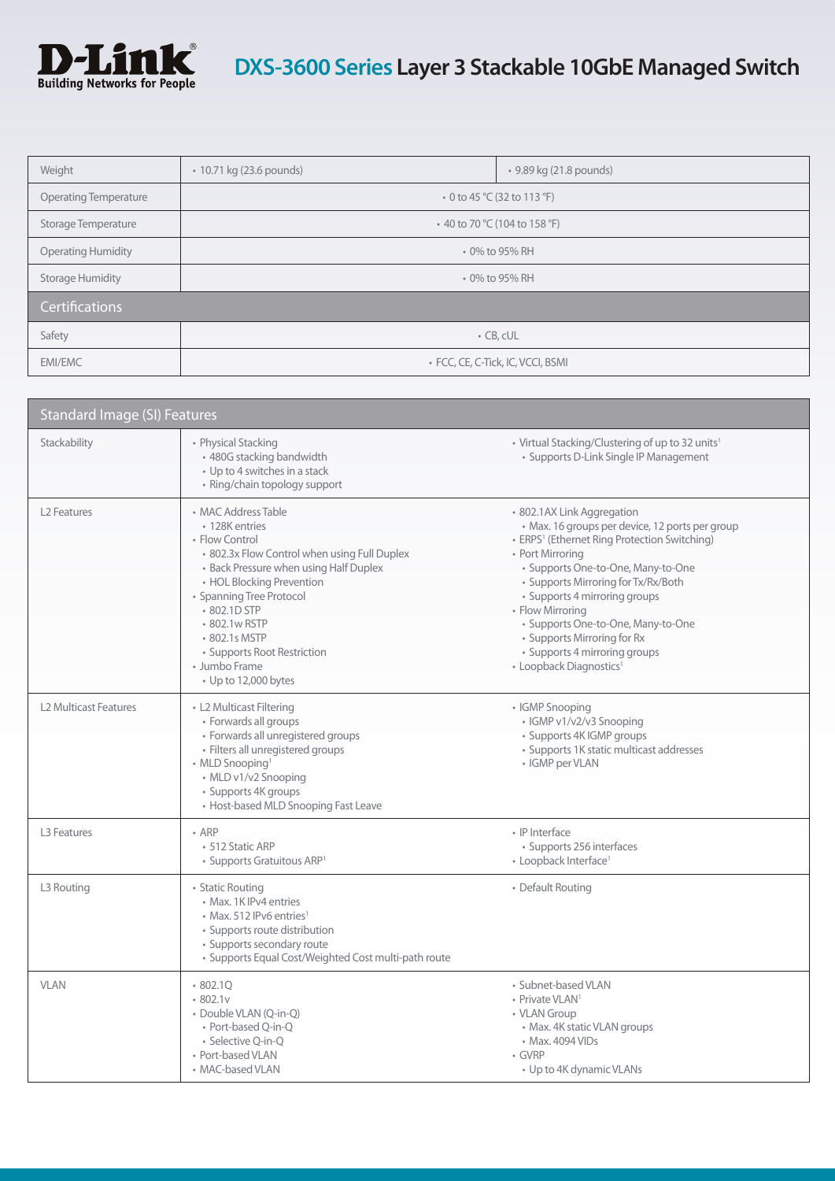# D-Link DXS-3600 Series Layer 3 Stackable 10GbE Managed Switch

| | | |
|---|---|---|
| Weight | • 10.71 kg (23.6 pounds) | • 9.89 kg (21.8 pounds) |
| Operating Temperature | • 0 to 45 °C (32 to 113 °F) | |
| Storage Temperature | • 40 to 70 °C (104 to 158 °F) | |
| Operating Humidity | • 0% to 95% RH | |
| Storage Humidity | • 0% to 95% RH | |
| **Certifications** | | |
| Safety | • CB, cUL | |
| EMI/EMC | • FCC, CE, C-Tick, IC, VCCI, BSMI | |

| Standard Image (SI) Features | | |
|---|---|---|
| Stackability | • Physical Stacking<br>• 480G stacking bandwidth<br>• Up to 4 switches in a stack<br>• Ring/chain topology support | • Virtual Stacking/Clustering of up to 32 units[1]<br>• Supports D-Link Single IP Management |
| L2 Features | • MAC Address Table<br>• 128K entries<br>• Flow Control<br>• 802.3x Flow Control when using Full Duplex<br>• Back Pressure when using Half Duplex<br>• HOL Blocking Prevention<br>• Spanning Tree Protocol<br>• 802.1D STP<br>• 802.1w RSTP<br>• 802.1s MSTP<br>• Supports Root Restriction<br>• Jumbo Frame<br>• Up to 12,000 bytes | • 802.1AX Link Aggregation<br>• Max. 16 groups per device, 12 ports per group<br>• ERPS[1] (Ethernet Ring Protection Switching)<br>• Port Mirroring<br>• Supports One-to-One, Many-to-One<br>• Supports Mirroring for Tx/Rx/Both<br>• Supports 4 mirroring groups<br>• Flow Mirroring<br>• Supports One-to-One, Many-to-One<br>• Supports Mirroring for Rx<br>• Supports 4 mirroring groups<br>• Loopback Diagnostics[1] |
| L2 Multicast Features | • L2 Multicast Filtering<br>• Forwards all groups<br>• Forwards all unregistered groups<br>• Filters all unregistered groups<br>• MLD Snooping[1]<br>• MLD v1/v2 Snooping<br>• Supports 4K groups<br>• Host-based MLD Snooping Fast Leave | • IGMP Snooping<br>• IGMP v1/v2/v3 Snooping<br>• Supports 4K IGMP groups<br>• Supports 1K static multicast addresses<br>• IGMP per VLAN |
| L3 Features | • ARP<br>• 512 Static ARP<br>• Supports Gratuitous ARP[1] | • IP Interface<br>• Supports 256 interfaces<br>• Loopback Interface[1] |
| L3 Routing | • Static Routing<br>• Max. 1K IPv4 entries<br>• Max. 512 IPv6 entries[1]<br>• Supports route distribution<br>• Supports secondary route<br>• Supports Equal Cost/Weighted Cost multi-path route | • Default Routing |
| VLAN | • 802.1Q<br>• 802.1v<br>• Double VLAN (Q-in-Q)<br>• Port-based Q-in-Q<br>• Selective Q-in-Q<br>• Port-based VLAN<br>• MAC-based VLAN | • Subnet-based VLAN<br>• Private VLAN[1]<br>• VLAN Group<br>• Max. 4K static VLAN groups<br>• Max. 4094 VIDs<br>• GVRP<br>• Up to 4K dynamic VLANs |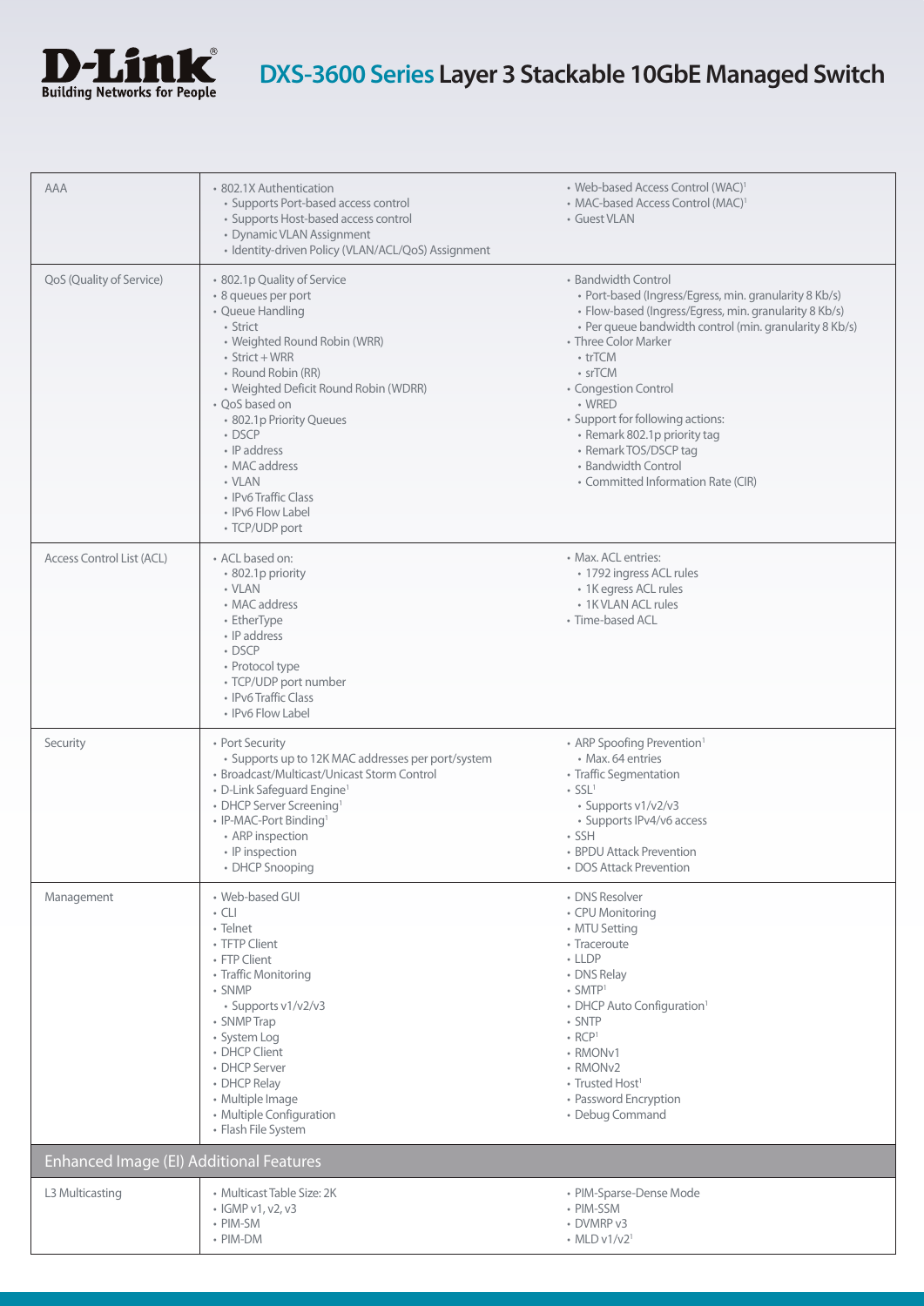# DXS-3600 Series Layer 3 Stackable 10GbE Managed Switch

| | | |
|---|---|---|
| AAA | • 802.1X Authentication<br>• Supports Port-based access control<br>• Supports Host-based access control<br>• Dynamic VLAN Assignment<br>• Identity-driven Policy (VLAN/ACL/QoS) Assignment | • Web-based Access Control (WAC)[1]<br>• MAC-based Access Control (MAC)[1]<br>• Guest VLAN |
| QoS (Quality of Service) | • 802.1p Quality of Service<br>• 8 queues per port<br>• Queue Handling<br>• Strict<br>• Weighted Round Robin (WRR)<br>• Strict + WRR<br>• Round Robin (RR)<br>• Weighted Deficit Round Robin (WDRR)<br>• QoS based on<br>• 802.1p Priority Queues<br>• DSCP<br>• IP address<br>• MAC address<br>• VLAN<br>• IPv6 Traffic Class<br>• IPv6 Flow Label<br>• TCP/UDP port | • Bandwidth Control<br>• Port-based (Ingress/Egress, min. granularity 8 Kb/s)<br>• Flow-based (Ingress/Egress, min. granularity 8 Kb/s)<br>• Per queue bandwidth control (min. granularity 8 Kb/s)<br>• Three Color Marker<br>• trTCM<br>• srTCM<br>• Congestion Control<br>• WRED<br>• Support for following actions:<br>• Remark 802.1p priority tag<br>• Remark TOS/DSCP tag<br>• Bandwidth Control<br>• Committed Information Rate (CIR) |
| Access Control List (ACL) | • ACL based on:<br>• 802.1p priority<br>• VLAN<br>• MAC address<br>• EtherType<br>• IP address<br>• DSCP<br>• Protocol type<br>• TCP/UDP port number<br>• IPv6 Traffic Class<br>• IPv6 Flow Label | • Max. ACL entries:<br>• 1792 ingress ACL rules<br>• 1K egress ACL rules<br>• 1K VLAN ACL rules<br>• Time-based ACL |
| Security | • Port Security<br>• Supports up to 12K MAC addresses per port/system<br>• Broadcast/Multicast/Unicast Storm Control<br>• D-Link Safeguard Engine[1]<br>• DHCP Server Screening[1]<br>• IP-MAC-Port Binding[1]<br>• ARP inspection<br>• IP inspection<br>• DHCP Snooping | • ARP Spoofing Prevention[1]<br>• Max. 64 entries<br>• Traffic Segmentation<br>• SSL[1]<br>• Supports v1/v2/v3<br>• Supports IPv4/v6 access<br>• SSH<br>• BPDU Attack Prevention<br>• DOS Attack Prevention |
| Management | • Web-based GUI<br>• CLI<br>• Telnet<br>• TFTP Client<br>• FTP Client<br>• Traffic Monitoring<br>• SNMP<br>• Supports v1/v2/v3<br>• SNMP Trap<br>• System Log<br>• DHCP Client<br>• DHCP Server<br>• DHCP Relay<br>• Multiple Image<br>• Multiple Configuration<br>• Flash File System | • DNS Resolver<br>• CPU Monitoring<br>• MTU Setting<br>• Traceroute<br>• LLDP<br>• DNS Relay<br>• SMTP[1]<br>• DHCP Auto Configuration[1]<br>• SNTP<br>• RCP[1]<br>• RMONv1<br>• RMONv2<br>• Trusted Host[1]<br>• Password Encryption<br>• Debug Command |
| **Enhanced Image (EI) Additional Features** | | |
| L3 Multicasting | • Multicast Table Size: 2K<br>• IGMP v1, v2, v3<br>• PIM-SM<br>• PIM-DM | • PIM-Sparse-Dense Mode<br>• PIM-SSM<br>• DVMRP v3<br>• MLD v1/v2[1] |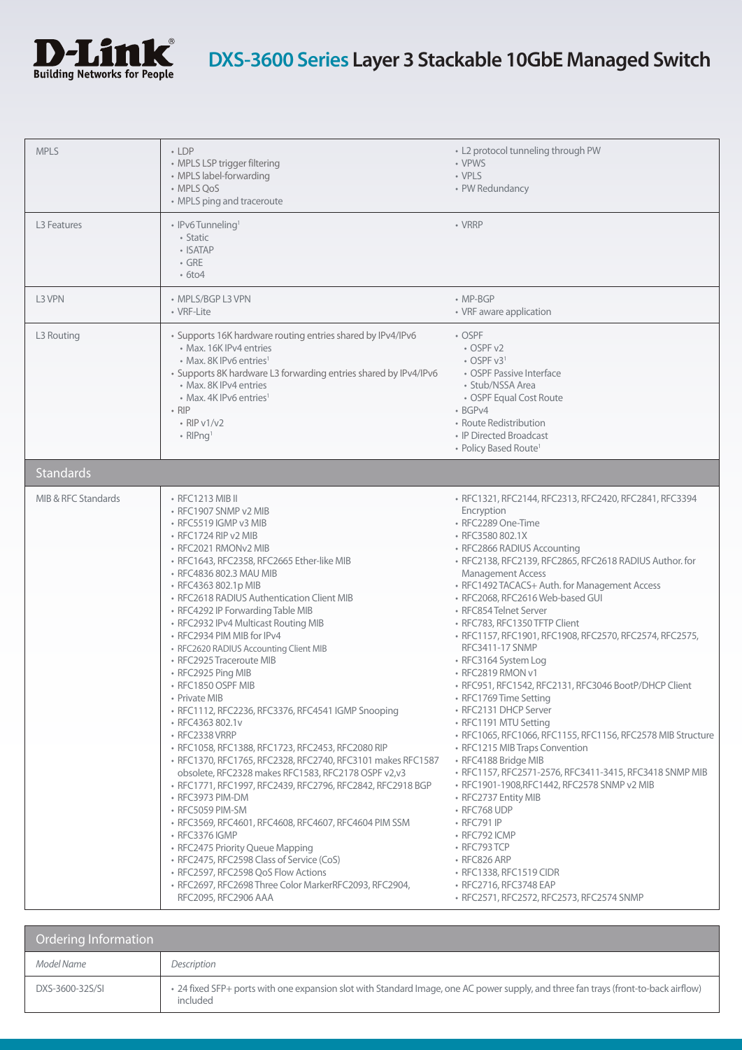# DXS-3600 Series Layer 3 Stackable 10GbE Managed Switch

| | | |
|---|---|---|
| MPLS | • LDP<br>• MPLS LSP trigger filtering<br>• MPLS label-forwarding<br>• MPLS QoS<br>• MPLS ping and traceroute | • L2 protocol tunneling through PW<br>• VPWS<br>• VPLS<br>• PW Redundancy |
| L3 Features | • IPv6 Tunneling[1]<br>  • Static<br>  • ISATAP<br>  • GRE<br>  • 6to4 | • VRRP |
| L3 VPN | • MPLS/BGP L3 VPN<br>• VRF-Lite | • MP-BGP<br>• VRF aware application |
| L3 Routing | • Supports 16K hardware routing entries shared by IPv4/IPv6<br>  • Max. 16K IPv4 entries<br>  • Max. 8K IPv6 entries[1]<br>• Supports 8K hardware L3 forwarding entries shared by IPv4/IPv6<br>  • Max. 8K IPv4 entries<br>  • Max. 4K IPv6 entries[1]<br>• RIP<br>  • RIP v1/v2<br>  • RIPng[1] | • OSPF<br>  • OSPF v2<br>  • OSPF v3[1]<br>  • OSPF Passive Interface<br>  • Stub/NSSA Area<br>  • OSPF Equal Cost Route<br>• BGPv4<br>• Route Redistribution<br>• IP Directed Broadcast<br>• Policy Based Route[1] |

## Standards

| | | |
|---|---|---|
| MIB & RFC Standards | • RFC1213 MIB II<br>• RFC1907 SNMP v2 MIB<br>• RFC5519 IGMP v3 MIB<br>• RFC1724 RIP v2 MIB<br>• RFC2021 RMONv2 MIB<br>• RFC1643, RFC2358, RFC2665 Ether-like MIB<br>• RFC4836 802.3 MAU MIB<br>• RFC4363 802.1p MIB<br>• RFC2618 RADIUS Authentication Client MIB<br>• RFC4292 IP Forwarding Table MIB<br>• RFC2932 IPv4 Multicast Routing MIB<br>• RFC2934 PIM MIB for IPv4<br>• RFC2620 RADIUS Accounting Client MIB<br>• RFC2925 Traceroute MIB<br>• RFC2925 Ping MIB<br>• RFC1850 OSPF MIB<br>• Private MIB<br>• RFC1112, RFC2236, RFC3376, RFC4541 IGMP Snooping<br>• RFC4363 802.1v<br>• RFC2338 VRRP<br>• RFC1058, RFC1388, RFC1723, RFC2453, RFC2080 RIP<br>• RFC1370, RFC1765, RFC2328, RFC2740, RFC3101 makes RFC1587 obsolete, RFC2328 makes RFC1583, RFC2178 OSPF v2,v3<br>• RFC1771, RFC1997, RFC2439, RFC2796, RFC2842, RFC2918 BGP<br>• RFC3973 PIM-DM<br>• RFC5059 PIM-SM<br>• RFC3569, RFC4601, RFC4608, RFC4607, RFC4604 PIM SSM<br>• RFC3376 IGMP<br>• RFC2475 Priority Queue Mapping<br>• RFC2475, RFC2598 Class of Service (CoS)<br>• RFC2597, RFC2598 QoS Flow Actions<br>• RFC2697, RFC2698 Three Color MarkerRFC2093, RFC2904, RFC2095, RFC2906 AAA | • RFC1321, RFC2144, RFC2313, RFC2420, RFC2841, RFC3394 Encryption<br>• RFC2289 One-Time<br>• RFC3580 802.1X<br>• RFC2866 RADIUS Accounting<br>• RFC2138, RFC2139, RFC2865, RFC2618 RADIUS Author. for Management Access<br>• RFC1492 TACACS+ Auth. for Management Access<br>• RFC2068, RFC2616 Web-based GUI<br>• RFC854 Telnet Server<br>• RFC783, RFC1350 TFTP Client<br>• RFC1157, RFC1901, RFC1908, RFC2570, RFC2574, RFC2575, RFC3411-17 SNMP<br>• RFC3164 System Log<br>• RFC2819 RMON v1<br>• RFC951, RFC1542, RFC2131, RFC3046 BootP/DHCP Client<br>• RFC1769 Time Setting<br>• RFC2131 DHCP Server<br>• RFC1191 MTU Setting<br>• RFC1065, RFC1066, RFC1155, RFC1156, RFC2578 MIB Structure<br>• RFC1215 MIB Traps Convention<br>• RFC4188 Bridge MIB<br>• RFC1157, RFC2571-2576, RFC3411-3415, RFC3418 SNMP MIB<br>• RFC1901-1908,RFC1442, RFC2578 SNMP v2 MIB<br>• RFC2737 Entity MIB<br>• RFC768 UDP<br>• RFC791 IP<br>• RFC792 ICMP<br>• RFC793 TCP<br>• RFC826 ARP<br>• RFC1338, RFC1519 CIDR<br>• RFC2716, RFC3748 EAP<br>• RFC2571, RFC2572, RFC2573, RFC2574 SNMP |

## Ordering Information

| *Model Name* | *Description* |
|---|---|
| DXS-3600-32S/SI | • 24 fixed SFP+ ports with one expansion slot with Standard Image, one AC power supply, and three fan trays (front-to-back airflow) included |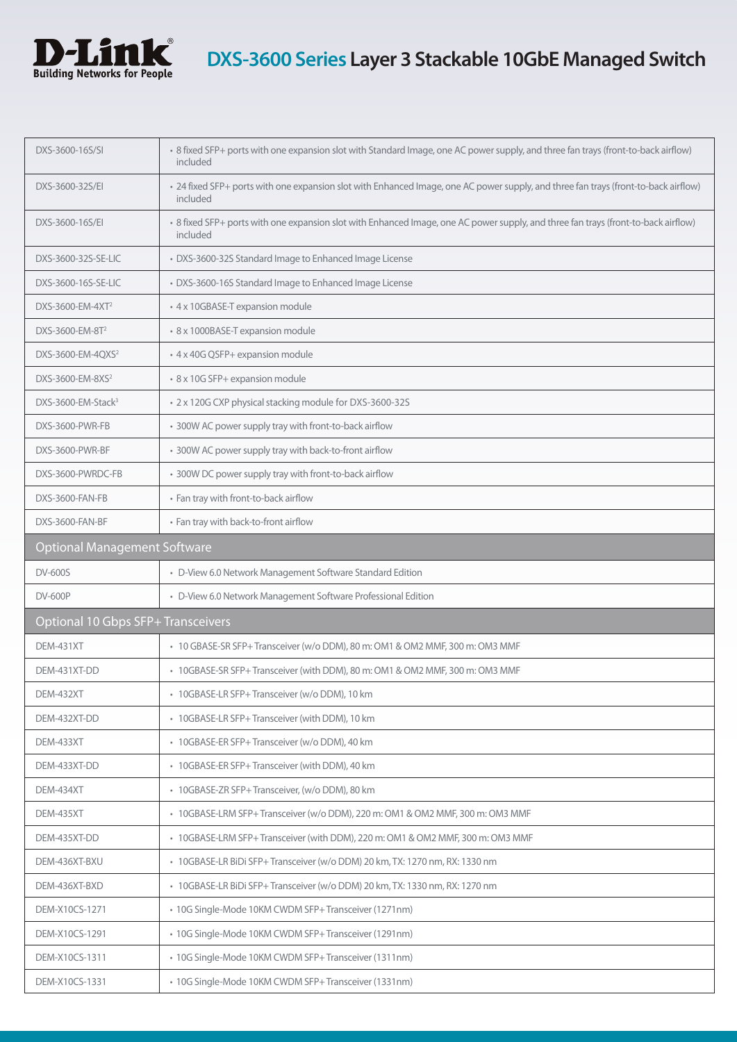# DXS-3600 Series Layer 3 Stackable 10GbE Managed Switch

| | |
|---|---|
| DXS-3600-16S/SI | • 8 fixed SFP+ ports with one expansion slot with Standard Image, one AC power supply, and three fan trays (front-to-back airflow) included |
| DXS-3600-32S/EI | • 24 fixed SFP+ ports with one expansion slot with Enhanced Image, one AC power supply, and three fan trays (front-to-back airflow) included |
| DXS-3600-16S/EI | • 8 fixed SFP+ ports with one expansion slot with Enhanced Image, one AC power supply, and three fan trays (front-to-back airflow) included |
| DXS-3600-32S-SE-LIC | • DXS-3600-32S Standard Image to Enhanced Image License |
| DXS-3600-16S-SE-LIC | • DXS-3600-16S Standard Image to Enhanced Image License |
| DXS-3600-EM-4XT[2] | • 4 x 10GBASE-T expansion module |
| DXS-3600-EM-8T[2] | • 8 x 1000BASE-T expansion module |
| DXS-3600-EM-4QXS[2] | • 4 x 40G QSFP+ expansion module |
| DXS-3600-EM-8XS[2] | • 8 x 10G SFP+ expansion module |
| DXS-3600-EM-Stack[3] | • 2 x 120G CXP physical stacking module for DXS-3600-32S |
| DXS-3600-PWR-FB | • 300W AC power supply tray with front-to-back airflow |
| DXS-3600-PWR-BF | • 300W AC power supply tray with back-to-front airflow |
| DXS-3600-PWRDC-FB | • 300W DC power supply tray with front-to-back airflow |
| DXS-3600-FAN-FB | • Fan tray with front-to-back airflow |
| DXS-3600-FAN-BF | • Fan tray with back-to-front airflow |
| **Optional Management Software** | |
| DV-600S | • D-View 6.0 Network Management Software Standard Edition |
| DV-600P | • D-View 6.0 Network Management Software Professional Edition |
| **Optional 10 Gbps SFP+ Transceivers** | |
| DEM-431XT | • 10 GBASE-SR SFP+ Transceiver (w/o DDM), 80 m: OM1 & OM2 MMF, 300 m: OM3 MMF |
| DEM-431XT-DD | • 10GBASE-SR SFP+ Transceiver (with DDM), 80 m: OM1 & OM2 MMF, 300 m: OM3 MMF |
| DEM-432XT | • 10GBASE-LR SFP+ Transceiver (w/o DDM), 10 km |
| DEM-432XT-DD | • 10GBASE-LR SFP+ Transceiver (with DDM), 10 km |
| DEM-433XT | • 10GBASE-ER SFP+ Transceiver (w/o DDM), 40 km |
| DEM-433XT-DD | • 10GBASE-ER SFP+ Transceiver (with DDM), 40 km |
| DEM-434XT | • 10GBASE-ZR SFP+ Transceiver, (w/o DDM), 80 km |
| DEM-435XT | • 10GBASE-LRM SFP+ Transceiver (w/o DDM), 220 m: OM1 & OM2 MMF, 300 m: OM3 MMF |
| DEM-435XT-DD | • 10GBASE-LRM SFP+ Transceiver (with DDM), 220 m: OM1 & OM2 MMF, 300 m: OM3 MMF |
| DEM-436XT-BXU | • 10GBASE-LR BiDi SFP+ Transceiver (w/o DDM) 20 km, TX: 1270 nm, RX: 1330 nm |
| DEM-436XT-BXD | • 10GBASE-LR BiDi SFP+ Transceiver (w/o DDM) 20 km, TX: 1330 nm, RX: 1270 nm |
| DEM-X10CS-1271 | • 10G Single-Mode 10KM CWDM SFP+ Transceiver (1271nm) |
| DEM-X10CS-1291 | • 10G Single-Mode 10KM CWDM SFP+ Transceiver (1291nm) |
| DEM-X10CS-1311 | • 10G Single-Mode 10KM CWDM SFP+ Transceiver (1311nm) |
| DEM-X10CS-1331 | • 10G Single-Mode 10KM CWDM SFP+ Transceiver (1331nm) |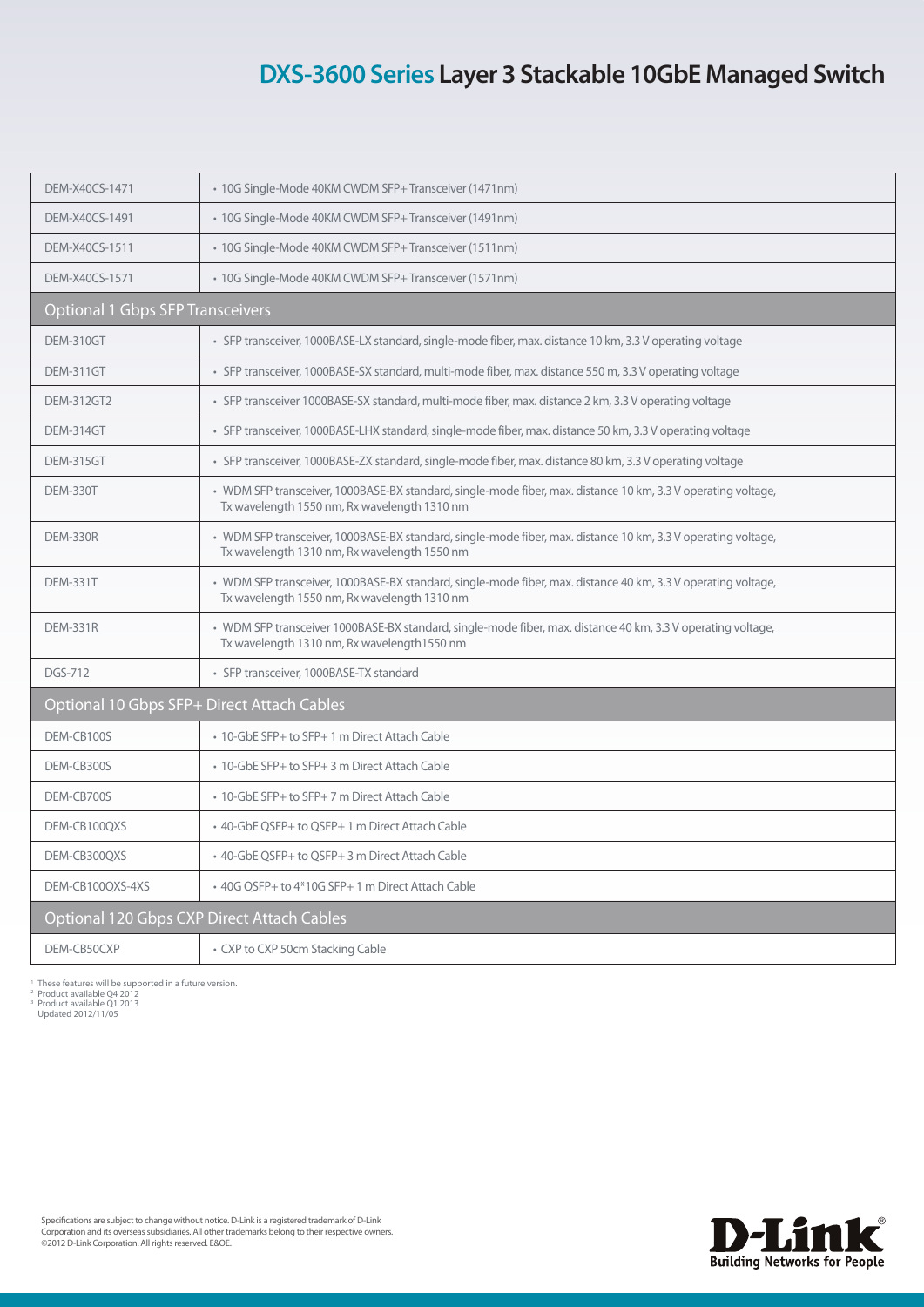# DXS-3600 Series Layer 3 Stackable 10GbE Managed Switch

| | |
|---|---|
| DEM-X40CS-1471 | • 10G Single-Mode 40KM CWDM SFP+ Transceiver (1471nm) |
| DEM-X40CS-1491 | • 10G Single-Mode 40KM CWDM SFP+ Transceiver (1491nm) |
| DEM-X40CS-1511 | • 10G Single-Mode 40KM CWDM SFP+ Transceiver (1511nm) |
| DEM-X40CS-1571 | • 10G Single-Mode 40KM CWDM SFP+ Transceiver (1571nm) |
| **Optional 1 Gbps SFP Transceivers** | |
| DEM-310GT | • SFP transceiver, 1000BASE-LX standard, single-mode fiber, max. distance 10 km, 3.3 V operating voltage |
| DEM-311GT | • SFP transceiver, 1000BASE-SX standard, multi-mode fiber, max. distance 550 m, 3.3 V operating voltage |
| DEM-312GT2 | • SFP transceiver 1000BASE-SX standard, multi-mode fiber, max. distance 2 km, 3.3 V operating voltage |
| DEM-314GT | • SFP transceiver, 1000BASE-LHX standard, single-mode fiber, max. distance 50 km, 3.3 V operating voltage |
| DEM-315GT | • SFP transceiver, 1000BASE-ZX standard, single-mode fiber, max. distance 80 km, 3.3 V operating voltage |
| DEM-330T | • WDM SFP transceiver, 1000BASE-BX standard, single-mode fiber, max. distance 10 km, 3.3 V operating voltage, Tx wavelength 1550 nm, Rx wavelength 1310 nm |
| DEM-330R | • WDM SFP transceiver, 1000BASE-BX standard, single-mode fiber, max. distance 10 km, 3.3 V operating voltage, Tx wavelength 1310 nm, Rx wavelength 1550 nm |
| DEM-331T | • WDM SFP transceiver, 1000BASE-BX standard, single-mode fiber, max. distance 40 km, 3.3 V operating voltage, Tx wavelength 1550 nm, Rx wavelength 1310 nm |
| DEM-331R | • WDM SFP transceiver 1000BASE-BX standard, single-mode fiber, max. distance 40 km, 3.3 V operating voltage, Tx wavelength 1310 nm, Rx wavelength1550 nm |
| DGS-712 | • SFP transceiver, 1000BASE-TX standard |
| **Optional 10 Gbps SFP+ Direct Attach Cables** | |
| DEM-CB100S | • 10-GbE SFP+ to SFP+ 1 m Direct Attach Cable |
| DEM-CB300S | • 10-GbE SFP+ to SFP+ 3 m Direct Attach Cable |
| DEM-CB700S | • 10-GbE SFP+ to SFP+ 7 m Direct Attach Cable |
| DEM-CB100QXS | • 40-GbE QSFP+ to QSFP+ 1 m Direct Attach Cable |
| DEM-CB300QXS | • 40-GbE QSFP+ to QSFP+ 3 m Direct Attach Cable |
| DEM-CB100QXS-4XS | • 40G QSFP+ to 4*10G SFP+ 1 m Direct Attach Cable |
| **Optional 120 Gbps CXP Direct Attach Cables** | |
| DEM-CB50CXP | • CXP to CXP 50cm Stacking Cable |

[1] These features will be supported in a future version.
[2] Product available Q4 2012
[3] Product available Q1 2013
Updated 2012/11/05

Specifications are subject to change without notice. D-Link is a registered trademark of D-Link Corporation and its overseas subsidiaries. All other trademarks belong to their respective owners. ©2012 D-Link Corporation. All rights reserved. E&OE.

D-Link® Building Networks for People